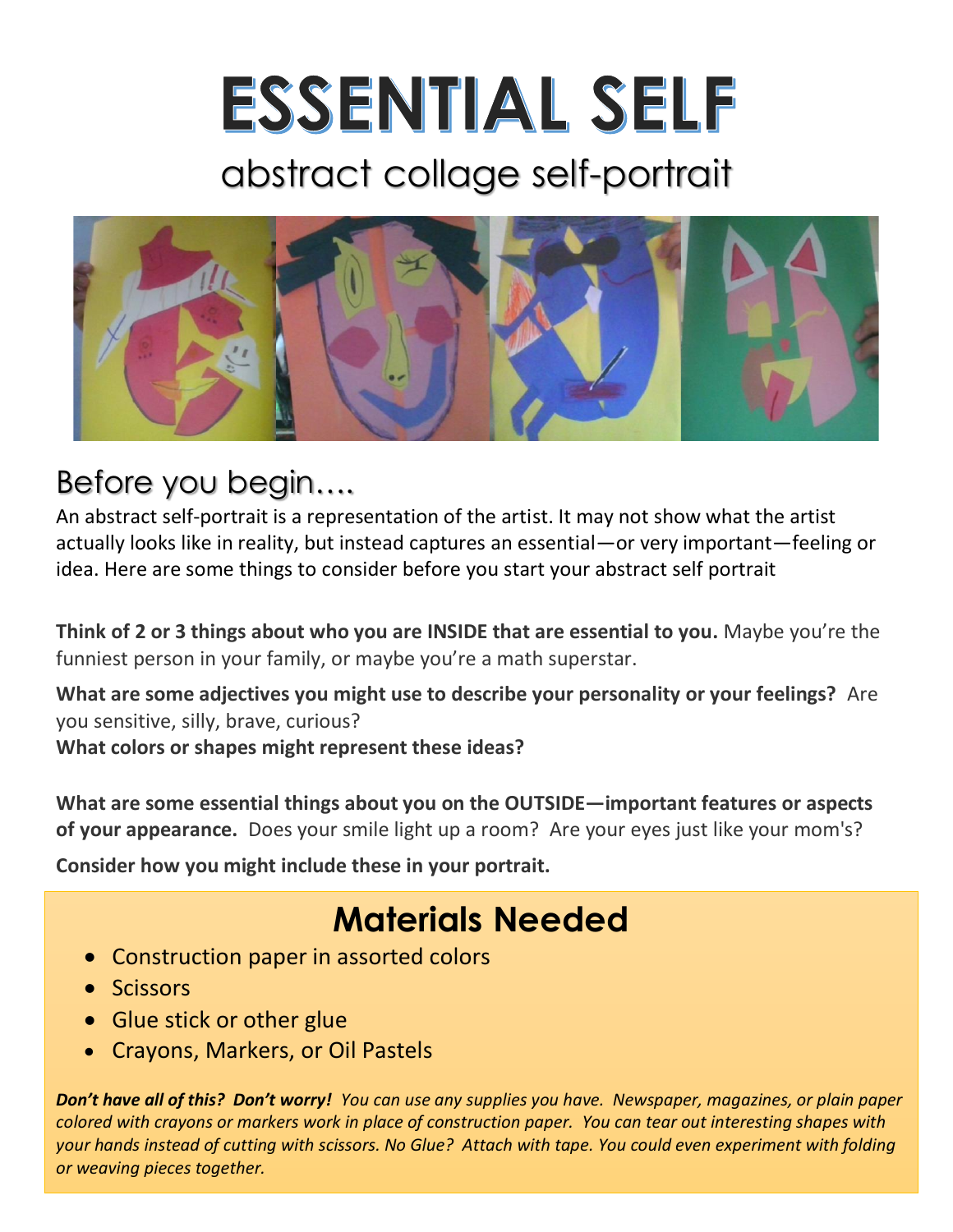# ESSENTIAL SELF

## abstract collage self-portrait

## Before you begin….

An abstract self-portrait is a representation of the artist. It may not show what the artist actually looks like in reality, but instead captures an essential—or very important—feeling or idea. Here are some things to consider before you start your abstract self portrait

**Think of 2 or 3 things about who you are INSIDE that are essential to you.** Maybe you're the funniest person in your family, or maybe you're a math superstar.

**What are some adjectives you might use to describe your personality or your feelings?** Are you sensitive, silly, brave, curious?
**What colors or shapes might represent these ideas?**

**What are some essential things about you on the OUTSIDE—important features or aspects of your appearance.** Does your smile light up a room? Are your eyes just like your mom's?

**Consider how you might include these in your portrait.**

## Materials Needed

- Construction paper in assorted colors
- Scissors
- Glue stick or other glue
- Crayons, Markers, or Oil Pastels

***Don't have all of this? Don't worry!*** *You can use any supplies you have. Newspaper, magazines, or plain paper colored with crayons or markers work in place of construction paper. You can tear out interesting shapes with your hands instead of cutting with scissors. No Glue? Attach with tape. You could even experiment with folding or weaving pieces together.*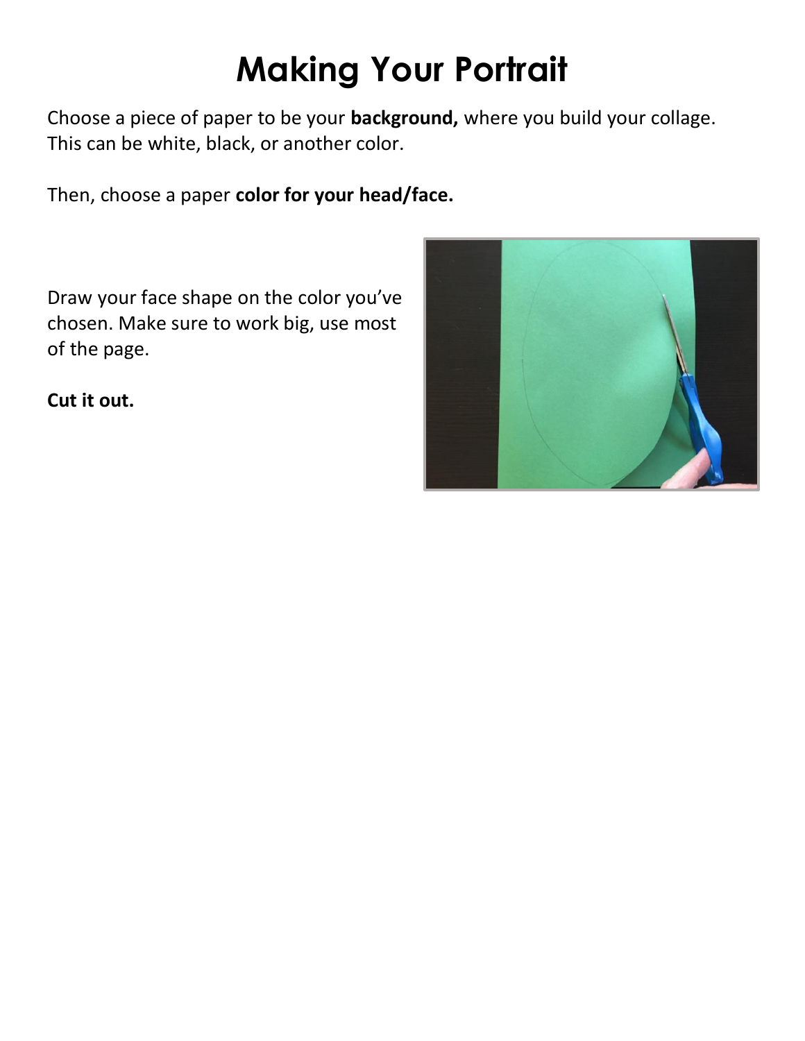# Making Your Portrait

Choose a piece of paper to be your **background,** where you build your collage. This can be white, black, or another color.

Then, choose a paper **color for your head/face.**

Draw your face shape on the color you've chosen. Make sure to work big, use most of the page.

**Cut it out.**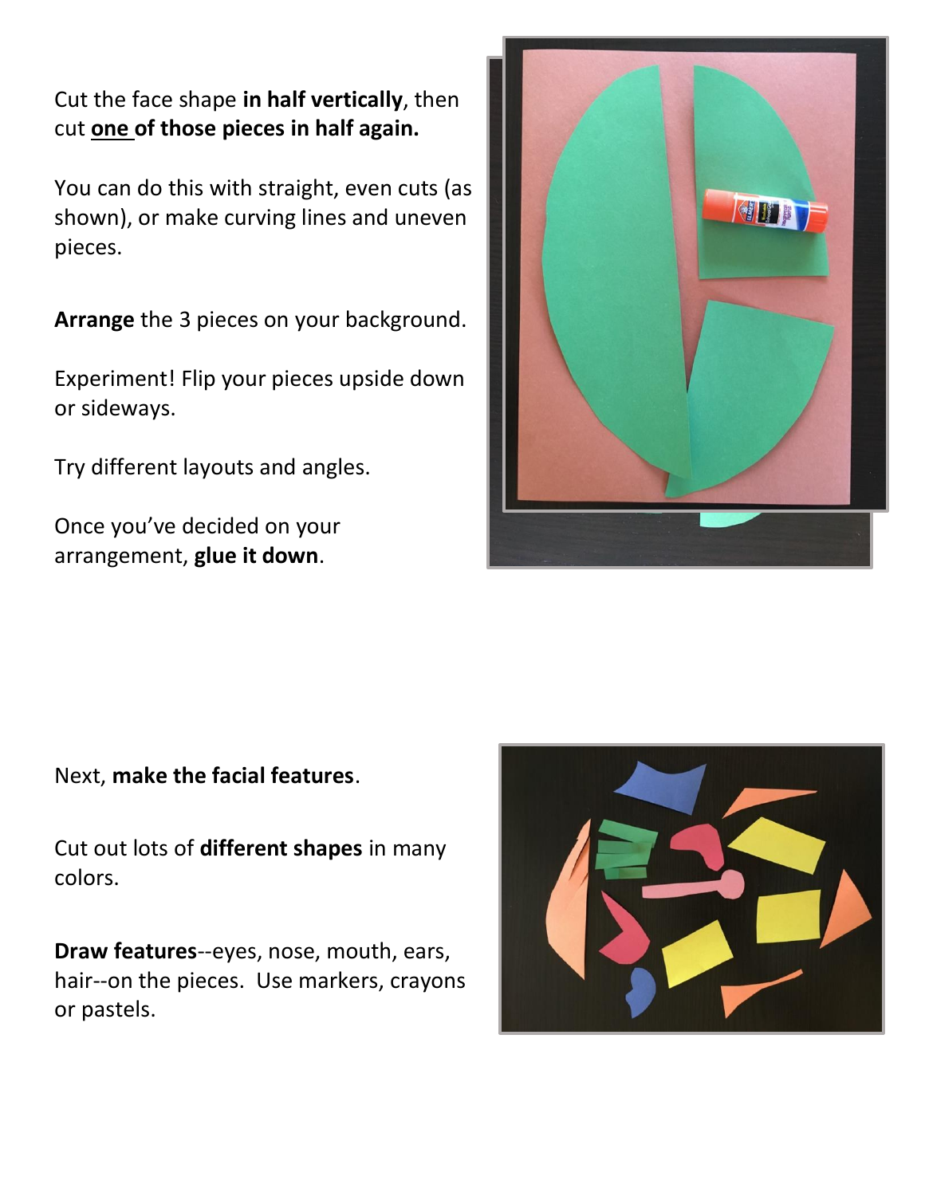Cut the face shape **in half vertically**, then cut **one of those pieces in half again.**

You can do this with straight, even cuts (as shown), or make curving lines and uneven pieces.

**Arrange** the 3 pieces on your background.

Experiment! Flip your pieces upside down or sideways.

Try different layouts and angles.

Once you've decided on your arrangement, **glue it down**.

Next, **make the facial features**.

Cut out lots of **different shapes** in many colors.

**Draw features**--eyes, nose, mouth, ears, hair--on the pieces. Use markers, crayons or pastels.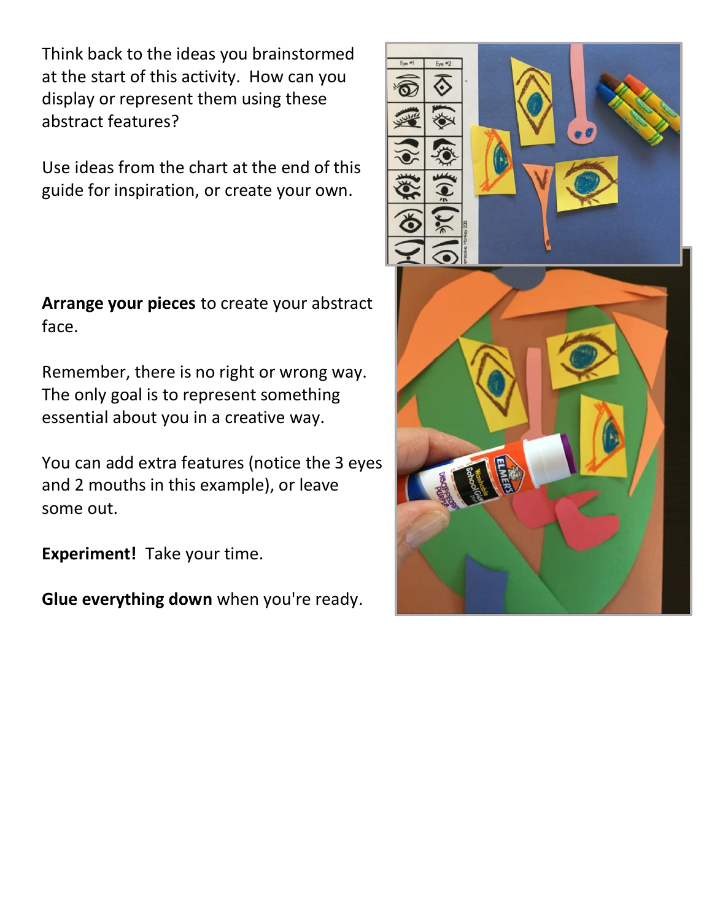Think back to the ideas you brainstormed at the start of this activity. How can you display or represent them using these abstract features?

Use ideas from the chart at the end of this guide for inspiration, or create your own.

**Arrange your pieces** to create your abstract face.

Remember, there is no right or wrong way. The only goal is to represent something essential about you in a creative way.

You can add extra features (notice the 3 eyes and 2 mouths in this example), or leave some out.

**Experiment!** Take your time.

**Glue everything down** when you're ready.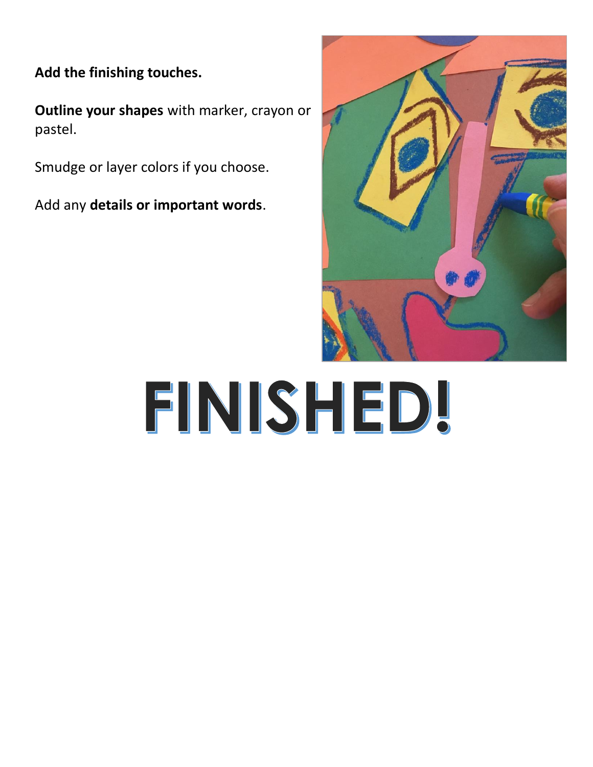**Add the finishing touches.**

**Outline your shapes** with marker, crayon or pastel.

Smudge or layer colors if you choose.

Add any **details or important words**.

# FINISHED!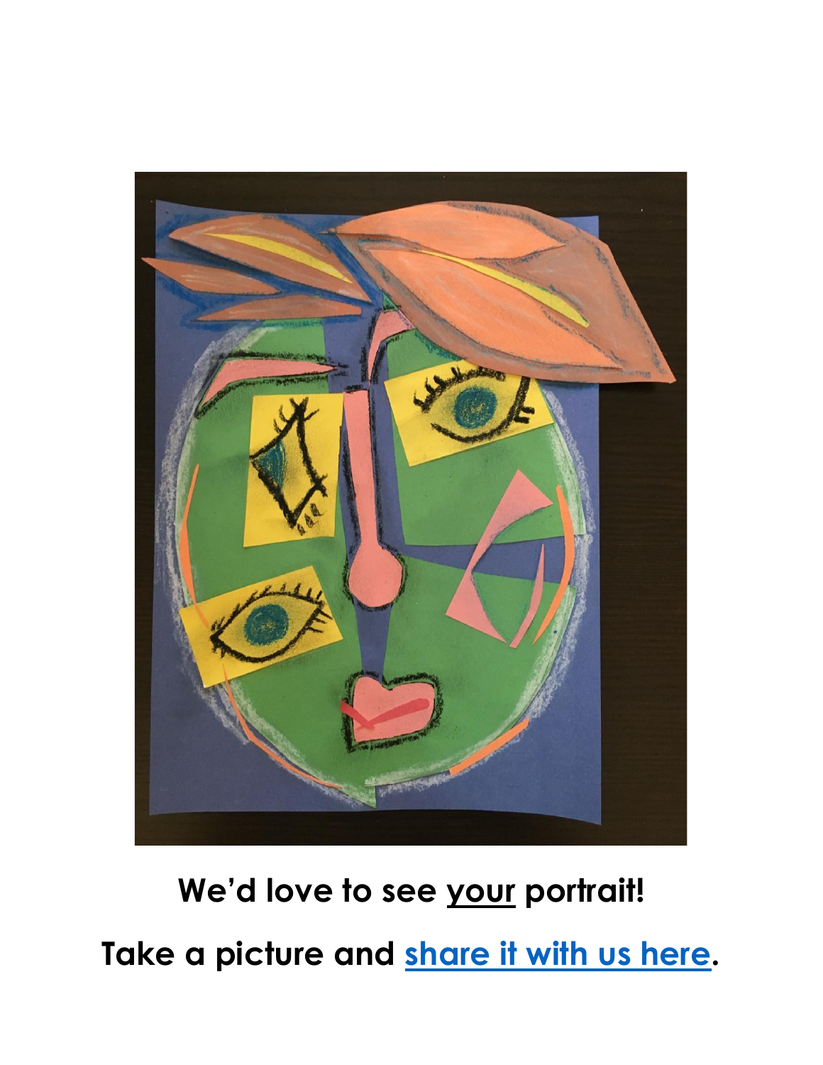**We'd love to see <u>your</u> portrait!**

**Take a picture and [share it with us here](#).**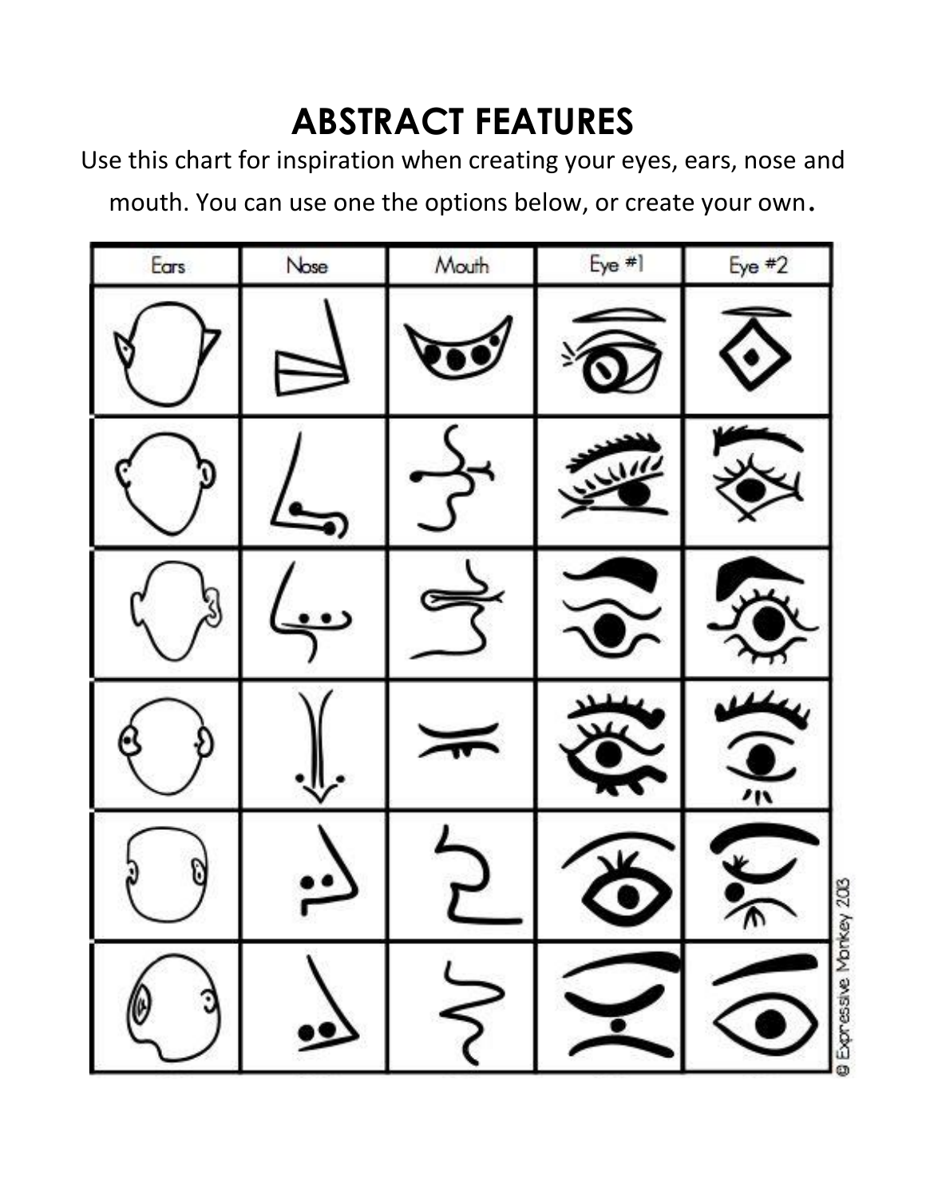# ABSTRACT FEATURES

Use this chart for inspiration when creating your eyes, ears, nose and mouth. You can use one the options below, or create your own.

| Ears | Nose | Mouth | Eye #1 | Eye #2 |
|---|---|---|---|---|
| | | | | |
| | | | | |
| | | | | |
| | | | | |
| | | | | |
| | | | | |

© Expressive Monkey 203